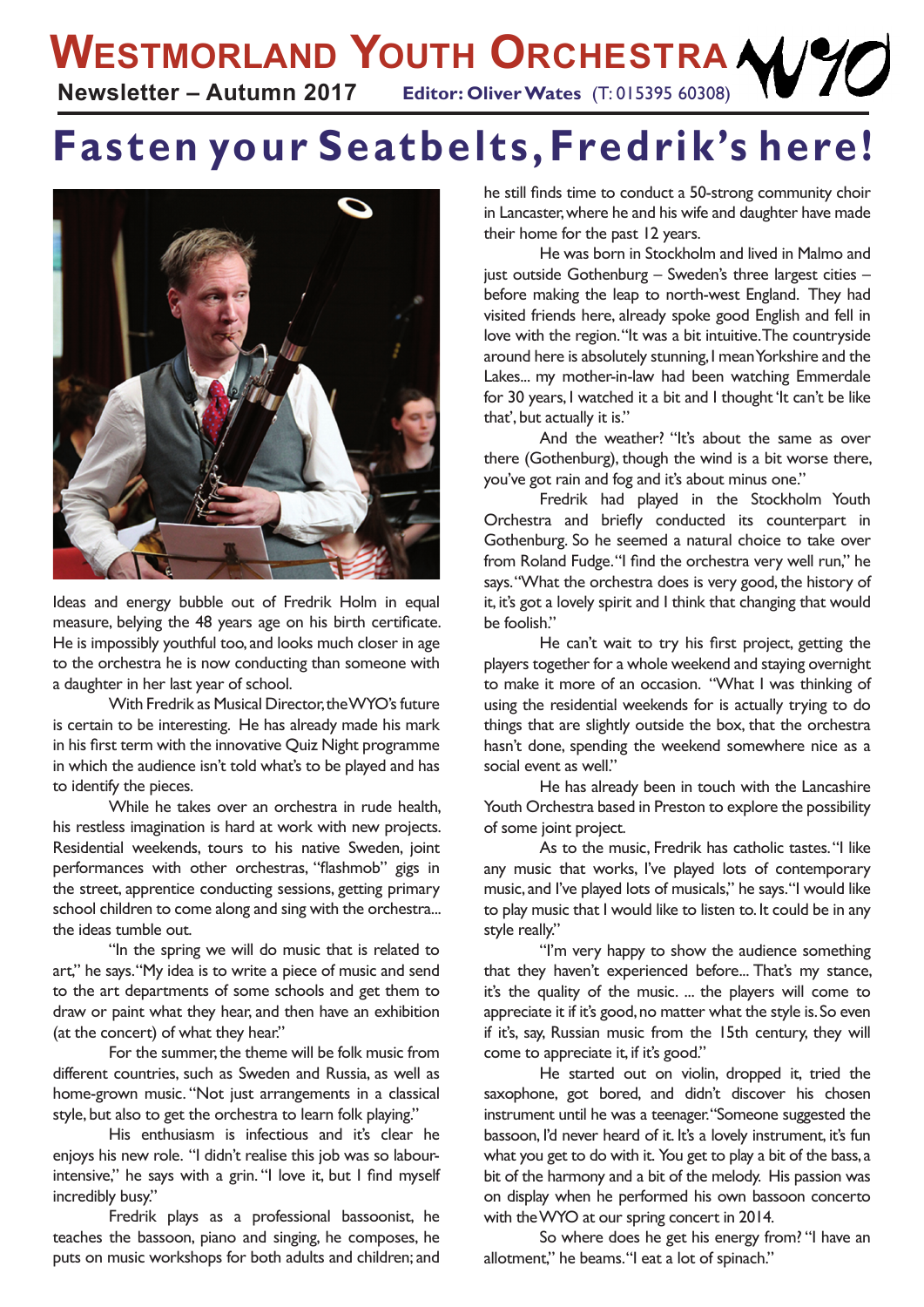# Westmorland Youth Orchestra

**Newsletter – Autumn 2017** **Editor: Oliver Wates** (T: 015395 60308)

## Fasten your Seatbelts, Fredrik's here!

Ideas and energy bubble out of Fredrik Holm in equal measure, belying the 48 years age on his birth certificate. He is impossibly youthful too, and looks much closer in age to the orchestra he is now conducting than someone with a daughter in her last year of school.

With Fredrik as Musical Director, the WYO's future is certain to be interesting. He has already made his mark in his first term with the innovative Quiz Night programme in which the audience isn't told what's to be played and has to identify the pieces.

While he takes over an orchestra in rude health, his restless imagination is hard at work with new projects. Residential weekends, tours to his native Sweden, joint performances with other orchestras, "flashmob" gigs in the street, apprentice conducting sessions, getting primary school children to come along and sing with the orchestra... the ideas tumble out.

"In the spring we will do music that is related to art," he says. "My idea is to write a piece of music and send to the art departments of some schools and get them to draw or paint what they hear, and then have an exhibition (at the concert) of what they hear."

For the summer, the theme will be folk music from different countries, such as Sweden and Russia, as well as home-grown music. "Not just arrangements in a classical style, but also to get the orchestra to learn folk playing."

His enthusiasm is infectious and it's clear he enjoys his new role. "I didn't realise this job was so labour-intensive," he says with a grin. "I love it, but I find myself incredibly busy."

Fredrik plays as a professional bassoonist, he teaches the bassoon, piano and singing, he composes, he puts on music workshops for both adults and children; and he still finds time to conduct a 50-strong community choir in Lancaster, where he and his wife and daughter have made their home for the past 12 years.

He was born in Stockholm and lived in Malmo and just outside Gothenburg – Sweden's three largest cities – before making the leap to north-west England. They had visited friends here, already spoke good English and fell in love with the region. "It was a bit intuitive. The countryside around here is absolutely stunning, I mean Yorkshire and the Lakes... my mother-in-law had been watching Emmerdale for 30 years, I watched it a bit and I thought 'It can't be like that', but actually it is."

And the weather? "It's about the same as over there (Gothenburg), though the wind is a bit worse there, you've got rain and fog and it's about minus one."

Fredrik had played in the Stockholm Youth Orchestra and briefly conducted its counterpart in Gothenburg. So he seemed a natural choice to take over from Roland Fudge. "I find the orchestra very well run," he says. "What the orchestra does is very good, the history of it, it's got a lovely spirit and I think that changing that would be foolish."

He can't wait to try his first project, getting the players together for a whole weekend and staying overnight to make it more of an occasion. "What I was thinking of using the residential weekends for is actually trying to do things that are slightly outside the box, that the orchestra hasn't done, spending the weekend somewhere nice as a social event as well."

He has already been in touch with the Lancashire Youth Orchestra based in Preston to explore the possibility of some joint project.

As to the music, Fredrik has catholic tastes. "I like any music that works, I've played lots of contemporary music, and I've played lots of musicals," he says. "I would like to play music that I would like to listen to. It could be in any style really."

"I'm very happy to show the audience something that they haven't experienced before... That's my stance, it's the quality of the music. ... the players will come to appreciate it if it's good, no matter what the style is. So even if it's, say, Russian music from the 15th century, they will come to appreciate it, if it's good."

He started out on violin, dropped it, tried the saxophone, got bored, and didn't discover his chosen instrument until he was a teenager. "Someone suggested the bassoon, I'd never heard of it. It's a lovely instrument, it's fun what you get to do with it. You get to play a bit of the bass, a bit of the harmony and a bit of the melody. His passion was on display when he performed his own bassoon concerto with the WYO at our spring concert in 2014.

So where does he get his energy from? "I have an allotment," he beams. "I eat a lot of spinach."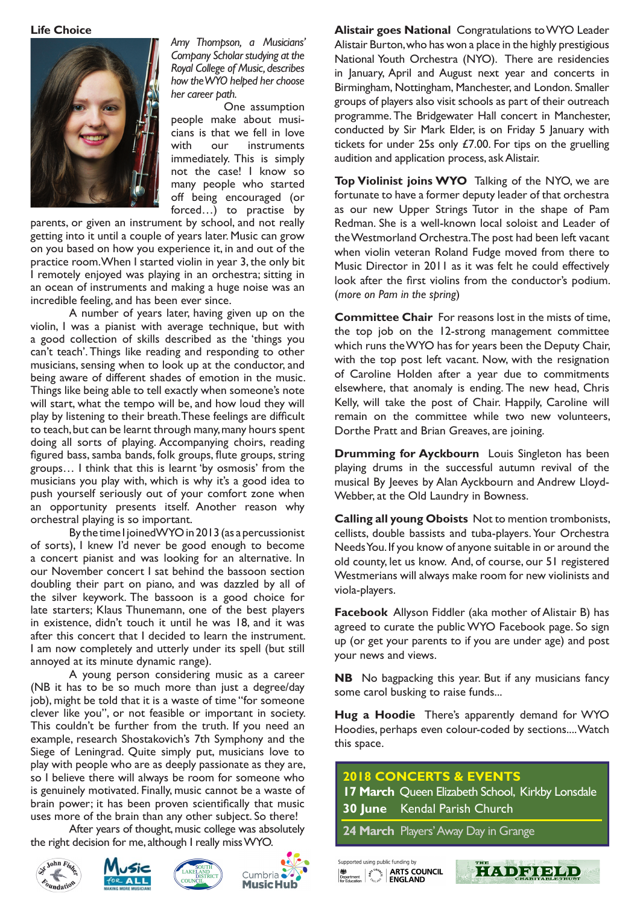## Life Choice

*Amy Thompson, a Musicians' Company Scholar studying at the Royal College of Music, describes how the WYO helped her choose her career path.*

One assumption people make about musicians is that we fell in love with our instruments immediately. This is simply not the case! I know so many people who started off being encouraged (or forced…) to practise by parents, or given an instrument by school, and not really getting into it until a couple of years later. Music can grow on you based on how you experience it, in and out of the practice room. When I started violin in year 3, the only bit I remotely enjoyed was playing in an orchestra; sitting in an ocean of instruments and making a huge noise was an incredible feeling, and has been ever since.

A number of years later, having given up on the violin, I was a pianist with average technique, but with a good collection of skills described as the 'things you can't teach'. Things like reading and responding to other musicians, sensing when to look up at the conductor, and being aware of different shades of emotion in the music. Things like being able to tell exactly when someone's note will start, what the tempo will be, and how loud they will play by listening to their breath. These feelings are difficult to teach, but can be learnt through many, many hours spent doing all sorts of playing. Accompanying choirs, reading figured bass, samba bands, folk groups, flute groups, string groups… I think that this is learnt 'by osmosis' from the musicians you play with, which is why it's a good idea to push yourself seriously out of your comfort zone when an opportunity presents itself. Another reason why orchestral playing is so important.

By the time I joined WYO in 2013 (as a percussionist of sorts), I knew I'd never be good enough to become a concert pianist and was looking for an alternative. In our November concert I sat behind the bassoon section doubling their part on piano, and was dazzled by all of the silver keywork. The bassoon is a good choice for late starters; Klaus Thunemann, one of the best players in existence, didn't touch it until he was 18, and it was after this concert that I decided to learn the instrument. I am now completely and utterly under its spell (but still annoyed at its minute dynamic range).

A young person considering music as a career (NB it has to be so much more than just a degree/day job), might be told that it is a waste of time "for someone clever like you", or not feasible or important in society. This couldn't be further from the truth. If you need an example, research Shostakovich's 7th Symphony and the Siege of Leningrad. Quite simply put, musicians love to play with people who are as deeply passionate as they are, so I believe there will always be room for someone who is genuinely motivated. Finally, music cannot be a waste of brain power; it has been proven scientifically that music uses more of the brain than any other subject. So there!

After years of thought, music college was absolutely the right decision for me, although I really miss WYO.

**Alistair goes National** Congratulations to WYO Leader Alistair Burton, who has won a place in the highly prestigious National Youth Orchestra (NYO). There are residencies in January, April and August next year and concerts in Birmingham, Nottingham, Manchester, and London. Smaller groups of players also visit schools as part of their outreach programme. The Bridgewater Hall concert in Manchester, conducted by Sir Mark Elder, is on Friday 5 January with tickets for under 25s only £7.00. For tips on the gruelling audition and application process, ask Alistair.

**Top Violinist joins WYO** Talking of the NYO, we are fortunate to have a former deputy leader of that orchestra as our new Upper Strings Tutor in the shape of Pam Redman. She is a well-known local soloist and Leader of the Westmorland Orchestra. The post had been left vacant when violin veteran Roland Fudge moved from there to Music Director in 2011 as it was felt he could effectively look after the first violins from the conductor's podium. (*more on Pam in the spring*)

**Committee Chair** For reasons lost in the mists of time, the top job on the 12-strong management committee which runs the WYO has for years been the Deputy Chair, with the top post left vacant. Now, with the resignation of Caroline Holden after a year due to commitments elsewhere, that anomaly is ending. The new head, Chris Kelly, will take the post of Chair. Happily, Caroline will remain on the committee while two new volunteers, Dorthe Pratt and Brian Greaves, are joining.

**Drumming for Ayckbourn** Louis Singleton has been playing drums in the successful autumn revival of the musical By Jeeves by Alan Ayckbourn and Andrew Lloyd-Webber, at the Old Laundry in Bowness.

**Calling all young Oboists** Not to mention trombonists, cellists, double bassists and tuba-players. Your Orchestra Needs You. If you know of anyone suitable in or around the old county, let us know. And, of course, our 51 registered Westmerians will always make room for new violinists and viola-players.

**Facebook** Allyson Fiddler (aka mother of Alistair B) has agreed to curate the public WYO Facebook page. So sign up (or get your parents to if you are under age) and post your news and views.

**NB** No bagpacking this year. But if any musicians fancy some carol busking to raise funds...

**Hug a Hoodie** There's apparently demand for WYO Hoodies, perhaps even colour-coded by sections.... Watch this space.

### 2018 CONCERTS & EVENTS

**17 March** Queen Elizabeth School, Kirkby Lonsdale
**30 June** Kendal Parish Church

**24 March** Players' Away Day in Grange

Sir John Fisher Foundation · Music for ALL · South Lakeland District Council · Cumbria Music Hub · Supported using public funding by Department for Education · Arts Council England · The Hadfield Charitable Trust